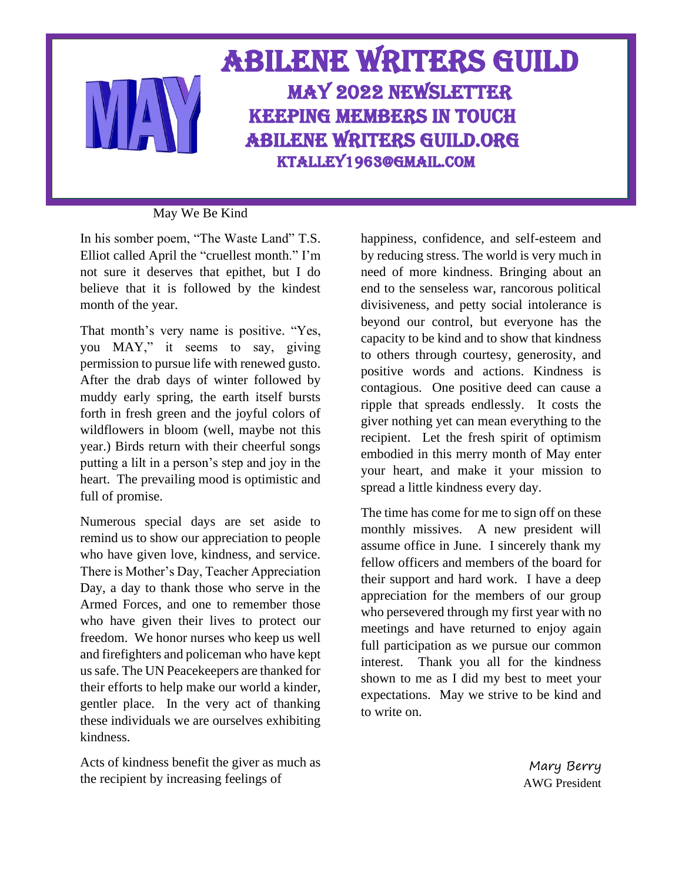MAY

# Abilene Writers Guild

## May 2022 Newsletter

## Keeping Members in Touch

## Abilene Writers Guild.org

### ktalley1963@gmail.com

May We Be Kind

In his somber poem, "The Waste Land" T.S. Elliot called April the "cruellest month." I'm not sure it deserves that epithet, but I do believe that it is followed by the kindest month of the year.

That month's very name is positive. "Yes, you MAY," it seems to say, giving permission to pursue life with renewed gusto. After the drab days of winter followed by muddy early spring, the earth itself bursts forth in fresh green and the joyful colors of wildflowers in bloom (well, maybe not this year.) Birds return with their cheerful songs putting a lilt in a person's step and joy in the heart. The prevailing mood is optimistic and full of promise.

Numerous special days are set aside to remind us to show our appreciation to people who have given love, kindness, and service. There is Mother's Day, Teacher Appreciation Day, a day to thank those who serve in the Armed Forces, and one to remember those who have given their lives to protect our freedom. We honor nurses who keep us well and firefighters and policeman who have kept us safe. The UN Peacekeepers are thanked for their efforts to help make our world a kinder, gentler place. In the very act of thanking these individuals we are ourselves exhibiting kindness.

Acts of kindness benefit the giver as much as the recipient by increasing feelings of happiness, confidence, and self-esteem and by reducing stress. The world is very much in need of more kindness. Bringing about an end to the senseless war, rancorous political divisiveness, and petty social intolerance is beyond our control, but everyone has the capacity to be kind and to show that kindness to others through courtesy, generosity, and positive words and actions. Kindness is contagious. One positive deed can cause a ripple that spreads endlessly. It costs the giver nothing yet can mean everything to the recipient. Let the fresh spirit of optimism embodied in this merry month of May enter your heart, and make it your mission to spread a little kindness every day.

The time has come for me to sign off on these monthly missives. A new president will assume office in June. I sincerely thank my fellow officers and members of the board for their support and hard work. I have a deep appreciation for the members of our group who persevered through my first year with no meetings and have returned to enjoy again full participation as we pursue our common interest. Thank you all for the kindness shown to me as I did my best to meet your expectations. May we strive to be kind and to write on.

*Mary Berry*
AWG President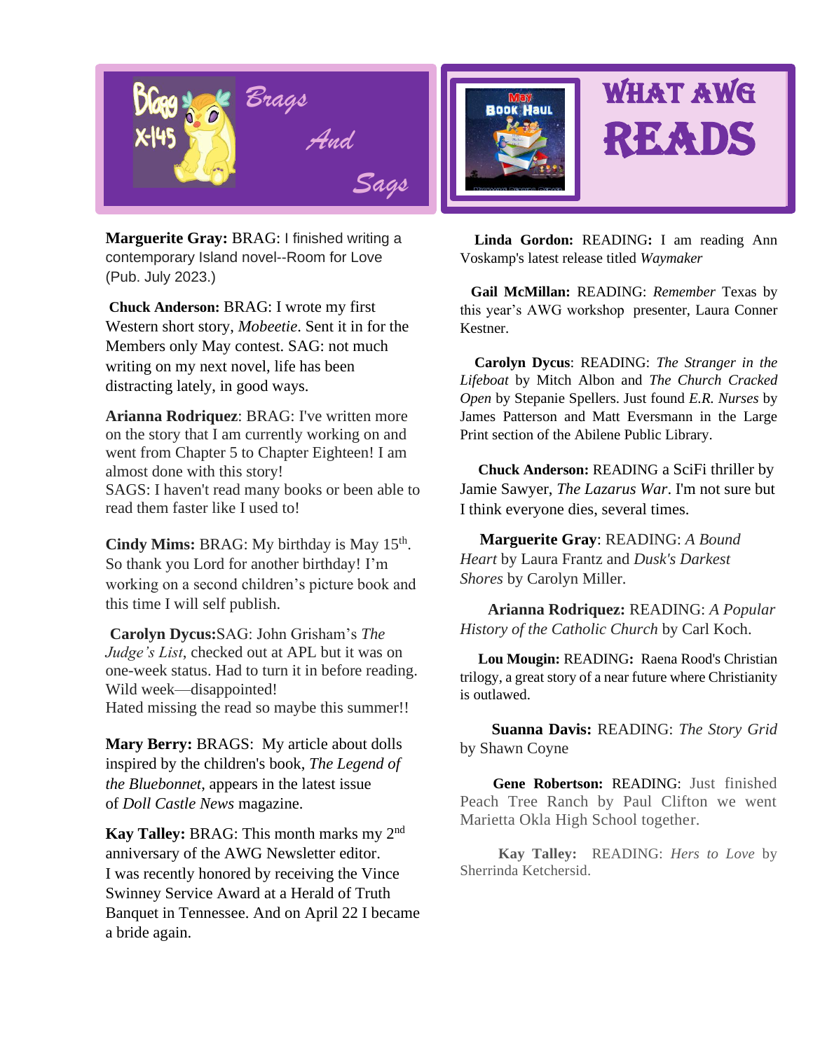## Brags And Sags

**Marguerite Gray:** BRAG: I finished writing a contemporary Island novel--Room for Love (Pub. July 2023.)

**Chuck Anderson:** BRAG: I wrote my first Western short story, *Mobeetie*. Sent it in for the Members only May contest. SAG: not much writing on my next novel, life has been distracting lately, in good ways.

**Arianna Rodriquez**: BRAG: I've written more on the story that I am currently working on and went from Chapter 5 to Chapter Eighteen! I am almost done with this story!
SAGS: I haven't read many books or been able to read them faster like I used to!

**Cindy Mims:** BRAG: My birthday is May 15th. So thank you Lord for another birthday! I'm working on a second children's picture book and this time I will self publish.

**Carolyn Dycus:** SAG: John Grisham's *The Judge's List*, checked out at APL but it was on one-week status. Had to turn it in before reading. Wild week—disappointed!
Hated missing the read so maybe this summer!!

**Mary Berry:** BRAGS: My article about dolls inspired by the children's book, *The Legend of the Bluebonnet*, appears in the latest issue of *Doll Castle News* magazine.

**Kay Talley:** BRAG: This month marks my 2nd anniversary of the AWG Newsletter editor. I was recently honored by receiving the Vince Swinney Service Award at a Herald of Truth Banquet in Tennessee. And on April 22 I became a bride again.

## What AWG Reads

May Book Haul

**Linda Gordon:** READING: I am reading Ann Voskamp's latest release titled *Waymaker*

**Gail McMillan:** READING: *Remember* Texas by this year's AWG workshop presenter, Laura Conner Kestner.

**Carolyn Dycus**: READING: *The Stranger in the Lifeboat* by Mitch Albon and *The Church Cracked Open* by Stepanie Spellers. Just found *E.R. Nurses* by James Patterson and Matt Eversmann in the Large Print section of the Abilene Public Library.

**Chuck Anderson:** READING a SciFi thriller by Jamie Sawyer, *The Lazarus War*. I'm not sure but I think everyone dies, several times.

**Marguerite Gray**: READING: *A Bound Heart* by Laura Frantz and *Dusk's Darkest Shores* by Carolyn Miller.

**Arianna Rodriquez:** READING: *A Popular History of the Catholic Church* by Carl Koch.

**Lou Mougin:** READING**:** Raena Rood's Christian trilogy, a great story of a near future where Christianity is outlawed.

**Suanna Davis:** READING: *The Story Grid* by Shawn Coyne

**Gene Robertson:** READING: Just finished Peach Tree Ranch by Paul Clifton we went Marietta Okla High School together.

**Kay Talley:** READING: *Hers to Love* by Sherrinda Ketchersid.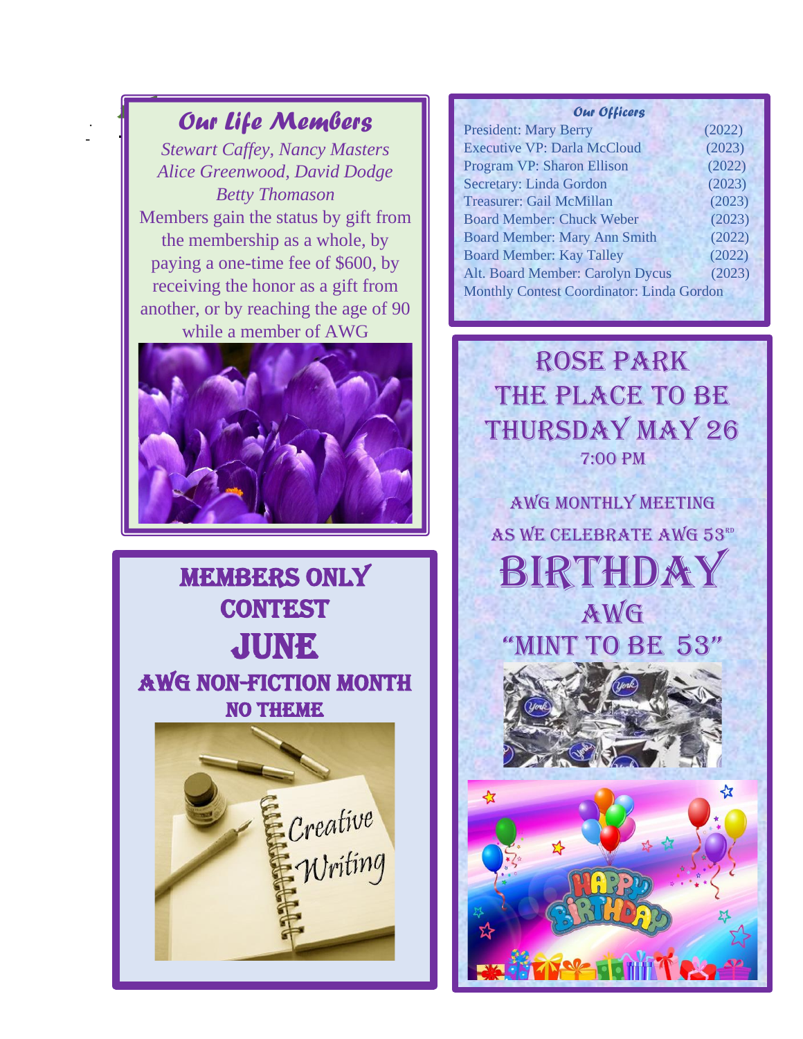## Our Life Members

*Stewart Caffey, Nancy Masters*
*Alice Greenwood, David Dodge*
*Betty Thomason*

Members gain the status by gift from the membership as a whole, by paying a one-time fee of $600, by receiving the honor as a gift from another, or by reaching the age of 90 while a member of AWG

## Members Only Contest

# June

### AWG Non-Fiction Month

### No Theme

## Our Officers

| | |
|---|---|
| President: Mary Berry | (2022) |
| Executive VP: Darla McCloud | (2023) |
| Program VP: Sharon Ellison | (2022) |
| Secretary: Linda Gordon | (2023) |
| Treasurer: Gail McMillan | (2023) |
| Board Member: Chuck Weber | (2023) |
| Board Member: Mary Ann Smith | (2022) |
| Board Member: Kay Talley | (2022) |
| Alt. Board Member: Carolyn Dycus | (2023) |
| Monthly Contest Coordinator: Linda Gordon | |

## Rose Park
## The Place To Be
## Thursday May 26

7:00 PM

AWG Monthly Meeting

As We Celebrate AWG 53rd

# Birthday

## AWG
## "Mint To Be 53"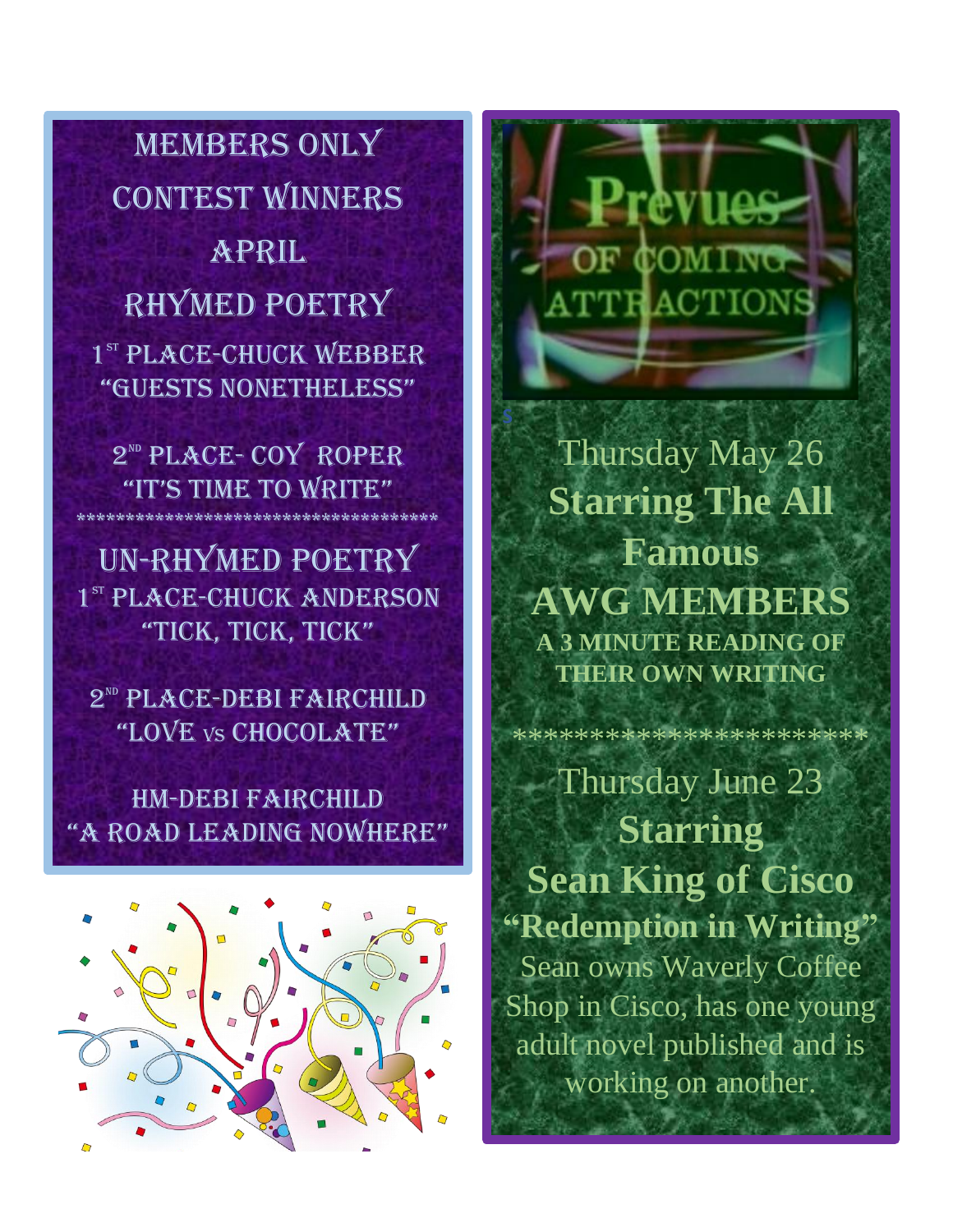# MEMBERS ONLY CONTEST WINNERS

## APRIL

## RHYMED POETRY

1st PLACE-CHUCK WEBBER
"GUESTS NONETHELESS"

2nd PLACE- COY ROPER
"IT'S TIME TO WRITE"

************************************

## UN-RHYMED POETRY

1st PLACE-CHUCK ANDERSON
"TICK, TICK, TICK"

2nd PLACE-DEBI FAIRCHILD
"LOVE vs CHOCOLATE"

HM-DEBI FAIRCHILD
"A ROAD LEADING NOWHERE"

# Prevues OF COMING ATTRACTIONS

Thursday May 26

**Starring The All Famous AWG MEMBERS**

**A 3 MINUTE READING OF THEIR OWN WRITING**

***********************

Thursday June 23

**Starring**

**Sean King of Cisco**

**"Redemption in Writing"**

Sean owns Waverly Coffee Shop in Cisco, has one young adult novel published and is working on another.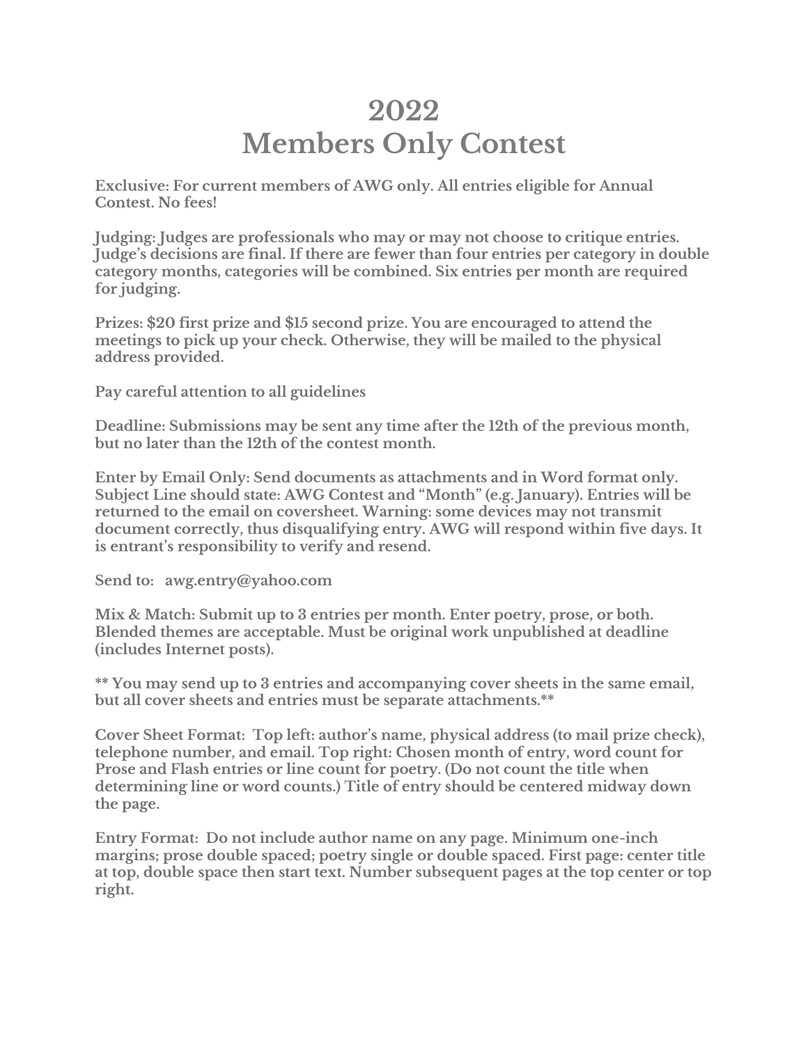# 2022
# Members Only Contest

**Exclusive: For current members of AWG only. All entries eligible for Annual Contest. No fees!**

**Judging: Judges are professionals who may or may not choose to critique entries. Judge's decisions are final. If there are fewer than four entries per category in double category months, categories will be combined. Six entries per month are required for judging.**

**Prizes: $20 first prize and $15 second prize. You are encouraged to attend the meetings to pick up your check. Otherwise, they will be mailed to the physical address provided.**

**Pay careful attention to all guidelines**

**Deadline: Submissions may be sent any time after the 12th of the previous month, but no later than the 12th of the contest month.**

**Enter by Email Only: Send documents as attachments and in Word format only. Subject Line should state: AWG Contest and "Month" (e.g. January). Entries will be returned to the email on coversheet. Warning: some devices may not transmit document correctly, thus disqualifying entry. AWG will respond within five days. It is entrant's responsibility to verify and resend.**

**Send to: awg.entry@yahoo.com**

**Mix & Match: Submit up to 3 entries per month. Enter poetry, prose, or both. Blended themes are acceptable. Must be original work unpublished at deadline (includes Internet posts).**

**\*\* You may send up to 3 entries and accompanying cover sheets in the same email, but all cover sheets and entries must be separate attachments.\*\***

**Cover Sheet Format: Top left: author's name, physical address (to mail prize check), telephone number, and email. Top right: Chosen month of entry, word count for Prose and Flash entries or line count for poetry. (Do not count the title when determining line or word counts.) Title of entry should be centered midway down the page.**

**Entry Format: Do not include author name on any page. Minimum one-inch margins; prose double spaced; poetry single or double spaced. First page: center title at top, double space then start text. Number subsequent pages at the top center or top right.**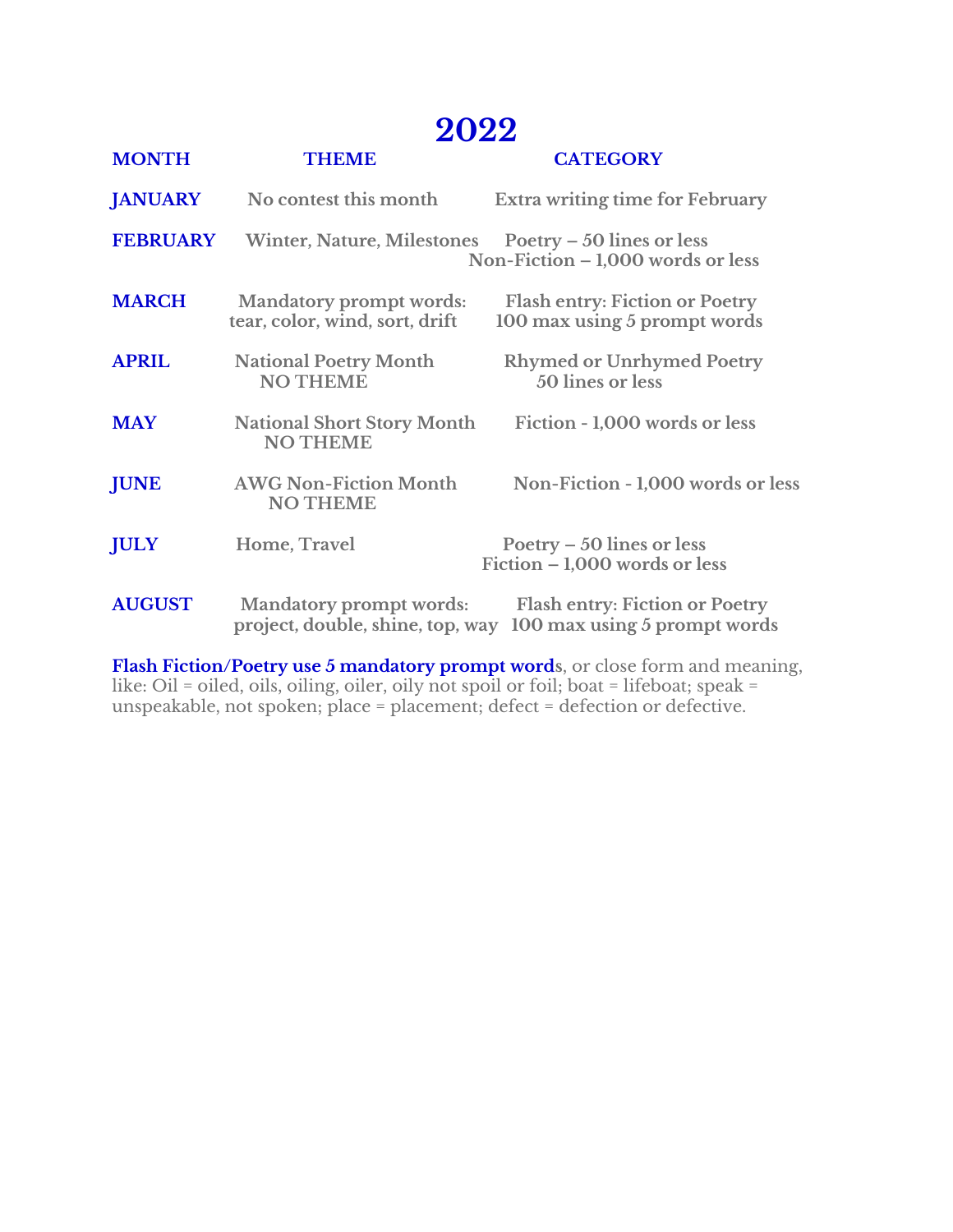# 2022

| MONTH | THEME | CATEGORY |
|---|---|---|
| JANUARY | No contest this month | Extra writing time for February |
| FEBRUARY | Winter, Nature, Milestones | Poetry – 50 lines or less<br>Non-Fiction – 1,000 words or less |
| MARCH | Mandatory prompt words:<br>tear, color, wind, sort, drift | Flash entry: Fiction or Poetry<br>100 max using 5 prompt words |
| APRIL | National Poetry Month<br>NO THEME | Rhymed or Unrhymed Poetry<br>50 lines or less |
| MAY | National Short Story Month<br>NO THEME | Fiction - 1,000 words or less |
| JUNE | AWG Non-Fiction Month<br>NO THEME | Non-Fiction - 1,000 words or less |
| JULY | Home, Travel | Poetry – 50 lines or less<br>Fiction – 1,000 words or less |
| AUGUST | Mandatory prompt words:<br>project, double, shine, top, way | Flash entry: Fiction or Poetry<br>100 max using 5 prompt words |

**Flash Fiction/Poetry use 5 mandatory prompt words**, or close form and meaning, like: Oil = oiled, oils, oiling, oiler, oily not spoil or foil; boat = lifeboat; speak = unspeakable, not spoken; place = placement; defect = defection or defective.